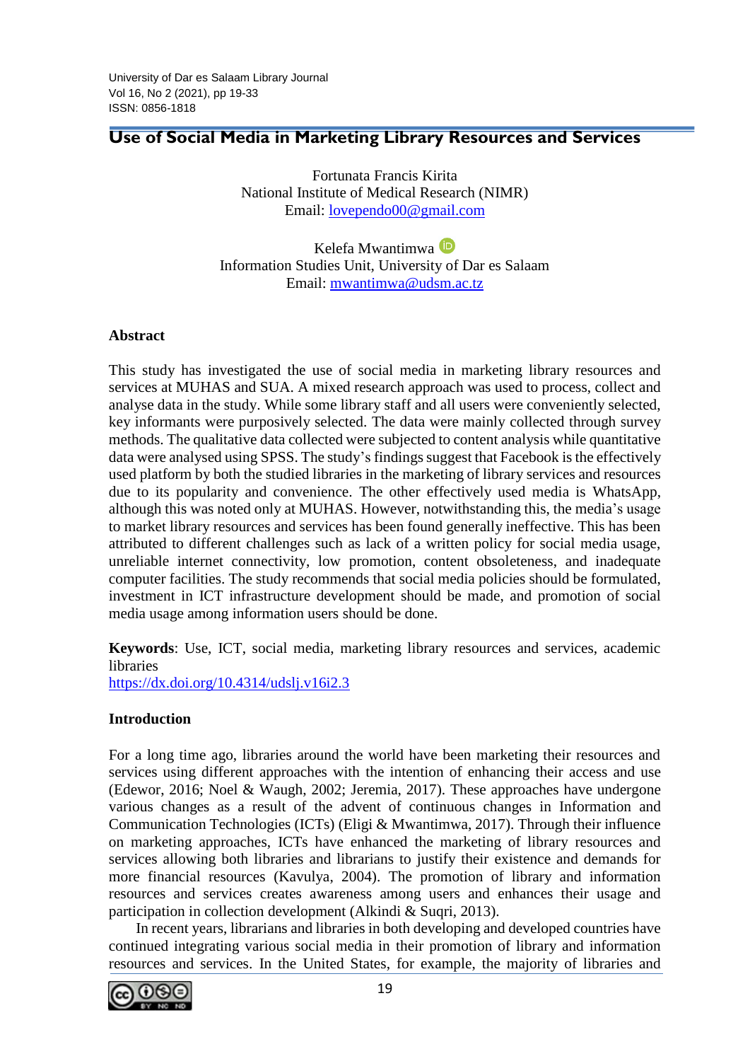# Use of Social Media in Marketing Library Resources and Services

Fortunata Francis Kirita
National Institute of Medical Research (NIMR)
Email: lovependo00@gmail.com

Kelefa Mwantimwa
Information Studies Unit, University of Dar es Salaam
Email: mwantimwa@udsm.ac.tz

## Abstract

This study has investigated the use of social media in marketing library resources and services at MUHAS and SUA. A mixed research approach was used to process, collect and analyse data in the study. While some library staff and all users were conveniently selected, key informants were purposively selected. The data were mainly collected through survey methods. The qualitative data collected were subjected to content analysis while quantitative data were analysed using SPSS. The study's findings suggest that Facebook is the effectively used platform by both the studied libraries in the marketing of library services and resources due to its popularity and convenience. The other effectively used media is WhatsApp, although this was noted only at MUHAS. However, notwithstanding this, the media's usage to market library resources and services has been found generally ineffective. This has been attributed to different challenges such as lack of a written policy for social media usage, unreliable internet connectivity, low promotion, content obsoleteness, and inadequate computer facilities. The study recommends that social media policies should be formulated, investment in ICT infrastructure development should be made, and promotion of social media usage among information users should be done.

**Keywords**: Use, ICT, social media, marketing library resources and services, academic libraries

https://dx.doi.org/10.4314/udslj.v16i2.3

## Introduction

For a long time ago, libraries around the world have been marketing their resources and services using different approaches with the intention of enhancing their access and use (Edewor, 2016; Noel & Waugh, 2002; Jeremia, 2017). These approaches have undergone various changes as a result of the advent of continuous changes in Information and Communication Technologies (ICTs) (Eligi & Mwantimwa, 2017). Through their influence on marketing approaches, ICTs have enhanced the marketing of library resources and services allowing both libraries and librarians to justify their existence and demands for more financial resources (Kavulya, 2004). The promotion of library and information resources and services creates awareness among users and enhances their usage and participation in collection development (Alkindi & Suqri, 2013).

In recent years, librarians and libraries in both developing and developed countries have continued integrating various social media in their promotion of library and information resources and services. In the United States, for example, the majority of libraries and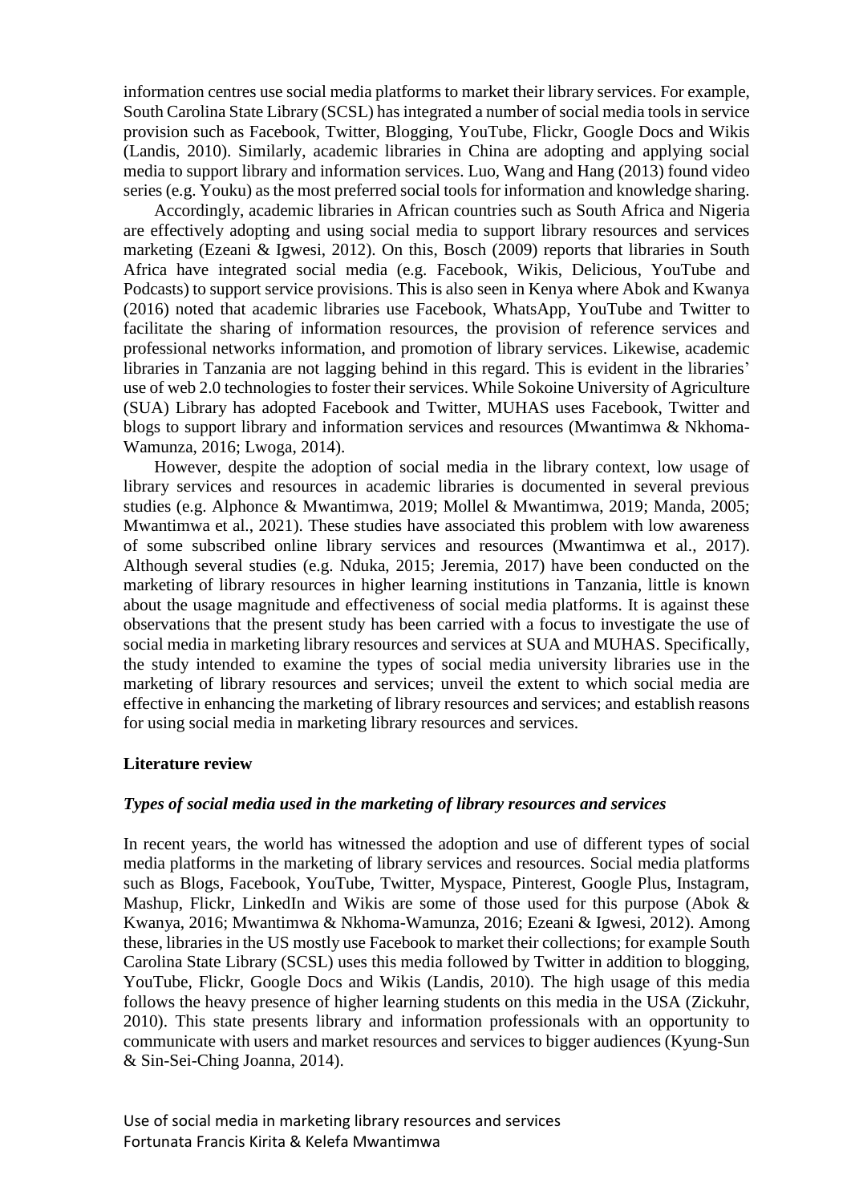information centres use social media platforms to market their library services. For example, South Carolina State Library (SCSL) has integrated a number of social media tools in service provision such as Facebook, Twitter, Blogging, YouTube, Flickr, Google Docs and Wikis (Landis, 2010). Similarly, academic libraries in China are adopting and applying social media to support library and information services. Luo, Wang and Hang (2013) found video series (e.g. Youku) as the most preferred social tools for information and knowledge sharing.

Accordingly, academic libraries in African countries such as South Africa and Nigeria are effectively adopting and using social media to support library resources and services marketing (Ezeani & Igwesi, 2012). On this, Bosch (2009) reports that libraries in South Africa have integrated social media (e.g. Facebook, Wikis, Delicious, YouTube and Podcasts) to support service provisions. This is also seen in Kenya where Abok and Kwanya (2016) noted that academic libraries use Facebook, WhatsApp, YouTube and Twitter to facilitate the sharing of information resources, the provision of reference services and professional networks information, and promotion of library services. Likewise, academic libraries in Tanzania are not lagging behind in this regard. This is evident in the libraries' use of web 2.0 technologies to foster their services. While Sokoine University of Agriculture (SUA) Library has adopted Facebook and Twitter, MUHAS uses Facebook, Twitter and blogs to support library and information services and resources (Mwantimwa & Nkhoma-Wamunza, 2016; Lwoga, 2014).

However, despite the adoption of social media in the library context, low usage of library services and resources in academic libraries is documented in several previous studies (e.g. Alphonce & Mwantimwa, 2019; Mollel & Mwantimwa, 2019; Manda, 2005; Mwantimwa et al., 2021). These studies have associated this problem with low awareness of some subscribed online library services and resources (Mwantimwa et al., 2017). Although several studies (e.g. Nduka, 2015; Jeremia, 2017) have been conducted on the marketing of library resources in higher learning institutions in Tanzania, little is known about the usage magnitude and effectiveness of social media platforms. It is against these observations that the present study has been carried with a focus to investigate the use of social media in marketing library resources and services at SUA and MUHAS. Specifically, the study intended to examine the types of social media university libraries use in the marketing of library resources and services; unveil the extent to which social media are effective in enhancing the marketing of library resources and services; and establish reasons for using social media in marketing library resources and services.

## Literature review

### *Types of social media used in the marketing of library resources and services*

In recent years, the world has witnessed the adoption and use of different types of social media platforms in the marketing of library services and resources. Social media platforms such as Blogs, Facebook, YouTube, Twitter, Myspace, Pinterest, Google Plus, Instagram, Mashup, Flickr, LinkedIn and Wikis are some of those used for this purpose (Abok & Kwanya, 2016; Mwantimwa & Nkhoma-Wamunza, 2016; Ezeani & Igwesi, 2012). Among these, libraries in the US mostly use Facebook to market their collections; for example South Carolina State Library (SCSL) uses this media followed by Twitter in addition to blogging, YouTube, Flickr, Google Docs and Wikis (Landis, 2010). The high usage of this media follows the heavy presence of higher learning students on this media in the USA (Zickuhr, 2010). This state presents library and information professionals with an opportunity to communicate with users and market resources and services to bigger audiences (Kyung-Sun & Sin-Sei-Ching Joanna, 2014).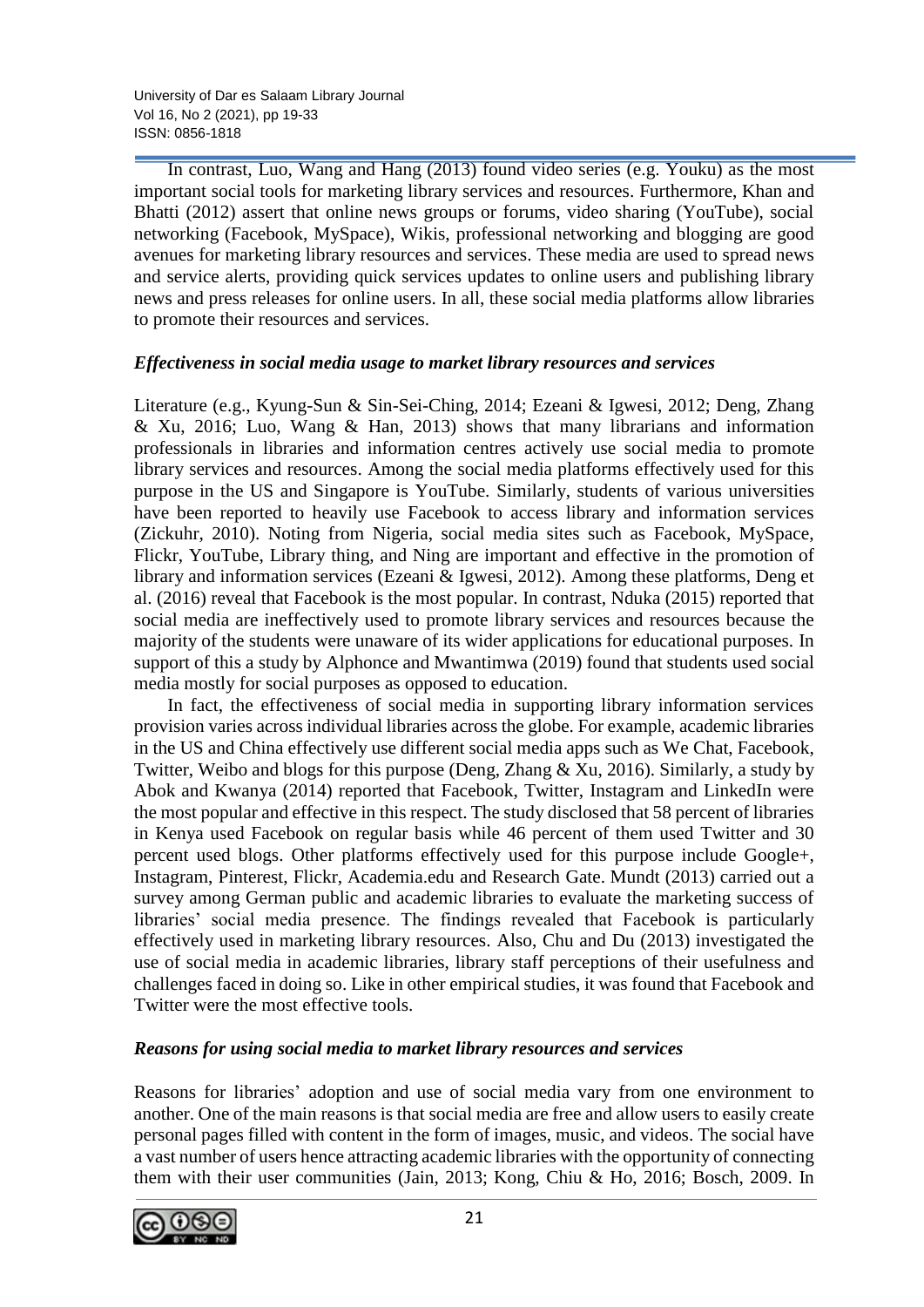In contrast, Luo, Wang and Hang (2013) found video series (e.g. Youku) as the most important social tools for marketing library services and resources. Furthermore, Khan and Bhatti (2012) assert that online news groups or forums, video sharing (YouTube), social networking (Facebook, MySpace), Wikis, professional networking and blogging are good avenues for marketing library resources and services. These media are used to spread news and service alerts, providing quick services updates to online users and publishing library news and press releases for online users. In all, these social media platforms allow libraries to promote their resources and services.

### *Effectiveness in social media usage to market library resources and services*

Literature (e.g., Kyung-Sun & Sin-Sei-Ching, 2014; Ezeani & Igwesi, 2012; Deng, Zhang & Xu, 2016; Luo, Wang & Han, 2013) shows that many librarians and information professionals in libraries and information centres actively use social media to promote library services and resources. Among the social media platforms effectively used for this purpose in the US and Singapore is YouTube. Similarly, students of various universities have been reported to heavily use Facebook to access library and information services (Zickuhr, 2010). Noting from Nigeria, social media sites such as Facebook, MySpace, Flickr, YouTube, Library thing, and Ning are important and effective in the promotion of library and information services (Ezeani & Igwesi, 2012). Among these platforms, Deng et al. (2016) reveal that Facebook is the most popular. In contrast, Nduka (2015) reported that social media are ineffectively used to promote library services and resources because the majority of the students were unaware of its wider applications for educational purposes. In support of this a study by Alphonce and Mwantimwa (2019) found that students used social media mostly for social purposes as opposed to education.

In fact, the effectiveness of social media in supporting library information services provision varies across individual libraries across the globe. For example, academic libraries in the US and China effectively use different social media apps such as We Chat, Facebook, Twitter, Weibo and blogs for this purpose (Deng, Zhang & Xu, 2016). Similarly, a study by Abok and Kwanya (2014) reported that Facebook, Twitter, Instagram and LinkedIn were the most popular and effective in this respect. The study disclosed that 58 percent of libraries in Kenya used Facebook on regular basis while 46 percent of them used Twitter and 30 percent used blogs. Other platforms effectively used for this purpose include Google+, Instagram, Pinterest, Flickr, Academia.edu and Research Gate. Mundt (2013) carried out a survey among German public and academic libraries to evaluate the marketing success of libraries' social media presence. The findings revealed that Facebook is particularly effectively used in marketing library resources. Also, Chu and Du (2013) investigated the use of social media in academic libraries, library staff perceptions of their usefulness and challenges faced in doing so. Like in other empirical studies, it was found that Facebook and Twitter were the most effective tools.

### *Reasons for using social media to market library resources and services*

Reasons for libraries' adoption and use of social media vary from one environment to another. One of the main reasons is that social media are free and allow users to easily create personal pages filled with content in the form of images, music, and videos. The social have a vast number of users hence attracting academic libraries with the opportunity of connecting them with their user communities (Jain, 2013; Kong, Chiu & Ho, 2016; Bosch, 2009. In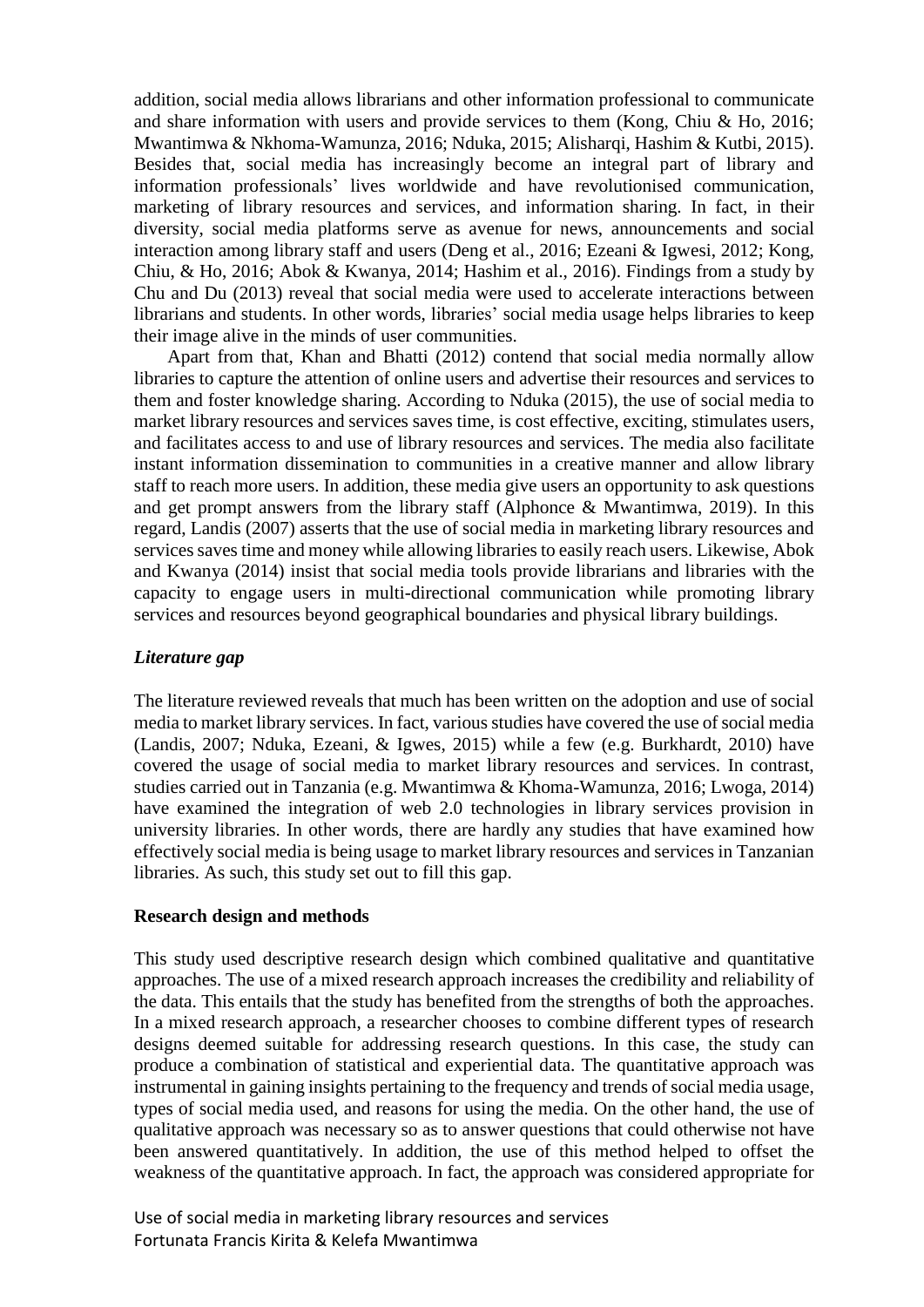addition, social media allows librarians and other information professional to communicate and share information with users and provide services to them (Kong, Chiu & Ho, 2016; Mwantimwa & Nkhoma-Wamunza, 2016; Nduka, 2015; Alisharqi, Hashim & Kutbi, 2015). Besides that, social media has increasingly become an integral part of library and information professionals' lives worldwide and have revolutionised communication, marketing of library resources and services, and information sharing. In fact, in their diversity, social media platforms serve as avenue for news, announcements and social interaction among library staff and users (Deng et al., 2016; Ezeani & Igwesi, 2012; Kong, Chiu, & Ho, 2016; Abok & Kwanya, 2014; Hashim et al., 2016). Findings from a study by Chu and Du (2013) reveal that social media were used to accelerate interactions between librarians and students. In other words, libraries' social media usage helps libraries to keep their image alive in the minds of user communities.

Apart from that, Khan and Bhatti (2012) contend that social media normally allow libraries to capture the attention of online users and advertise their resources and services to them and foster knowledge sharing. According to Nduka (2015), the use of social media to market library resources and services saves time, is cost effective, exciting, stimulates users, and facilitates access to and use of library resources and services. The media also facilitate instant information dissemination to communities in a creative manner and allow library staff to reach more users. In addition, these media give users an opportunity to ask questions and get prompt answers from the library staff (Alphonce & Mwantimwa, 2019). In this regard, Landis (2007) asserts that the use of social media in marketing library resources and services saves time and money while allowing libraries to easily reach users. Likewise, Abok and Kwanya (2014) insist that social media tools provide librarians and libraries with the capacity to engage users in multi-directional communication while promoting library services and resources beyond geographical boundaries and physical library buildings.

### *Literature gap*

The literature reviewed reveals that much has been written on the adoption and use of social media to market library services. In fact, various studies have covered the use of social media (Landis, 2007; Nduka, Ezeani, & Igwes, 2015) while a few (e.g. Burkhardt, 2010) have covered the usage of social media to market library resources and services. In contrast, studies carried out in Tanzania (e.g. Mwantimwa & Khoma-Wamunza, 2016; Lwoga, 2014) have examined the integration of web 2.0 technologies in library services provision in university libraries. In other words, there are hardly any studies that have examined how effectively social media is being usage to market library resources and services in Tanzanian libraries. As such, this study set out to fill this gap.

## **Research design and methods**

This study used descriptive research design which combined qualitative and quantitative approaches. The use of a mixed research approach increases the credibility and reliability of the data. This entails that the study has benefited from the strengths of both the approaches. In a mixed research approach, a researcher chooses to combine different types of research designs deemed suitable for addressing research questions. In this case, the study can produce a combination of statistical and experiential data. The quantitative approach was instrumental in gaining insights pertaining to the frequency and trends of social media usage, types of social media used, and reasons for using the media. On the other hand, the use of qualitative approach was necessary so as to answer questions that could otherwise not have been answered quantitatively. In addition, the use of this method helped to offset the weakness of the quantitative approach. In fact, the approach was considered appropriate for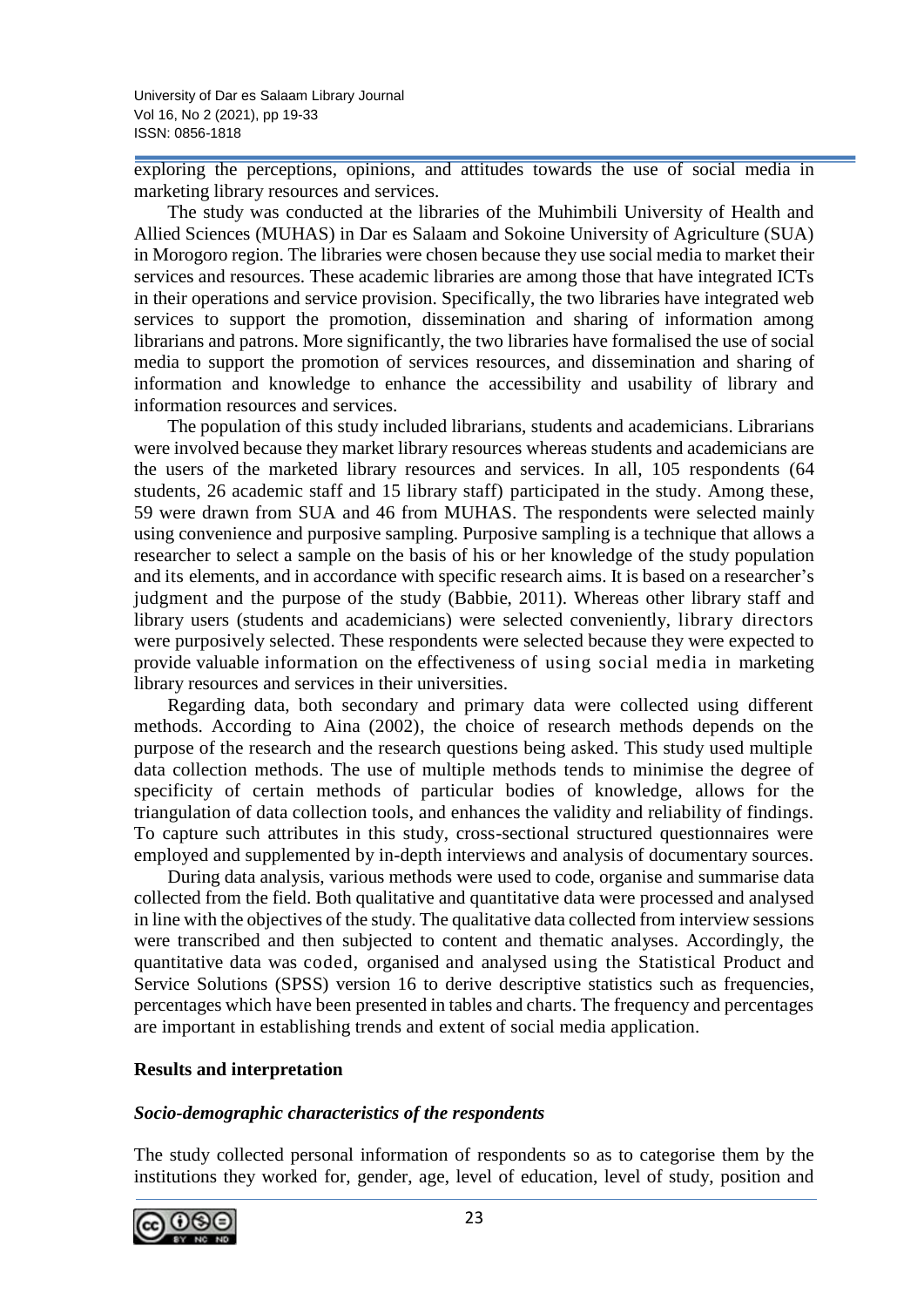exploring the perceptions, opinions, and attitudes towards the use of social media in marketing library resources and services.

The study was conducted at the libraries of the Muhimbili University of Health and Allied Sciences (MUHAS) in Dar es Salaam and Sokoine University of Agriculture (SUA) in Morogoro region. The libraries were chosen because they use social media to market their services and resources. These academic libraries are among those that have integrated ICTs in their operations and service provision. Specifically, the two libraries have integrated web services to support the promotion, dissemination and sharing of information among librarians and patrons. More significantly, the two libraries have formalised the use of social media to support the promotion of services resources, and dissemination and sharing of information and knowledge to enhance the accessibility and usability of library and information resources and services.

The population of this study included librarians, students and academicians. Librarians were involved because they market library resources whereas students and academicians are the users of the marketed library resources and services. In all, 105 respondents (64 students, 26 academic staff and 15 library staff) participated in the study. Among these, 59 were drawn from SUA and 46 from MUHAS. The respondents were selected mainly using convenience and purposive sampling. Purposive sampling is a technique that allows a researcher to select a sample on the basis of his or her knowledge of the study population and its elements, and in accordance with specific research aims. It is based on a researcher's judgment and the purpose of the study (Babbie, 2011). Whereas other library staff and library users (students and academicians) were selected conveniently, library directors were purposively selected. These respondents were selected because they were expected to provide valuable information on the effectiveness of using social media in marketing library resources and services in their universities.

Regarding data, both secondary and primary data were collected using different methods. According to Aina (2002), the choice of research methods depends on the purpose of the research and the research questions being asked. This study used multiple data collection methods. The use of multiple methods tends to minimise the degree of specificity of certain methods of particular bodies of knowledge, allows for the triangulation of data collection tools, and enhances the validity and reliability of findings. To capture such attributes in this study, cross-sectional structured questionnaires were employed and supplemented by in-depth interviews and analysis of documentary sources.

During data analysis, various methods were used to code, organise and summarise data collected from the field. Both qualitative and quantitative data were processed and analysed in line with the objectives of the study. The qualitative data collected from interview sessions were transcribed and then subjected to content and thematic analyses. Accordingly, the quantitative data was coded, organised and analysed using the Statistical Product and Service Solutions (SPSS) version 16 to derive descriptive statistics such as frequencies, percentages which have been presented in tables and charts. The frequency and percentages are important in establishing trends and extent of social media application.

## Results and interpretation

### *Socio-demographic characteristics of the respondents*

The study collected personal information of respondents so as to categorise them by the institutions they worked for, gender, age, level of education, level of study, position and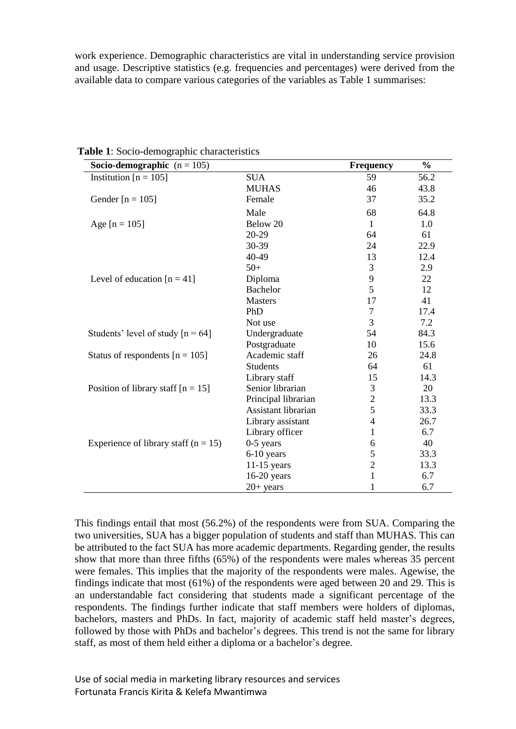work experience. Demographic characteristics are vital in understanding service provision and usage. Descriptive statistics (e.g. frequencies and percentages) were derived from the available data to compare various categories of the variables as Table 1 summarises:

**Table 1**: Socio-demographic characteristics

| **Socio-demographic** (n = 105) | | **Frequency** | **%** |
|---|---|---|---|
| Institution [n = 105] | SUA | 59 | 56.2 |
| | MUHAS | 46 | 43.8 |
| Gender [n = 105] | Female | 37 | 35.2 |
| | Male | 68 | 64.8 |
| Age [n = 105] | Below 20 | 1 | 1.0 |
| | 20-29 | 64 | 61 |
| | 30-39 | 24 | 22.9 |
| | 40-49 | 13 | 12.4 |
| | 50+ | 3 | 2.9 |
| Level of education [n = 41] | Diploma | 9 | 22 |
| | Bachelor | 5 | 12 |
| | Masters | 17 | 41 |
| | PhD | 7 | 17.4 |
| | Not use | 3 | 7.2 |
| Students' level of study [n = 64] | Undergraduate | 54 | 84.3 |
| | Postgraduate | 10 | 15.6 |
| Status of respondents [n = 105] | Academic staff | 26 | 24.8 |
| | Students | 64 | 61 |
| | Library staff | 15 | 14.3 |
| Position of library staff [n = 15] | Senior librarian | 3 | 20 |
| | Principal librarian | 2 | 13.3 |
| | Assistant librarian | 5 | 33.3 |
| | Library assistant | 4 | 26.7 |
| | Library officer | 1 | 6.7 |
| Experience of library staff (n = 15) | 0-5 years | 6 | 40 |
| | 6-10 years | 5 | 33.3 |
| | 11-15 years | 2 | 13.3 |
| | 16-20 years | 1 | 6.7 |
| | 20+ years | 1 | 6.7 |

This findings entail that most (56.2%) of the respondents were from SUA. Comparing the two universities, SUA has a bigger population of students and staff than MUHAS. This can be attributed to the fact SUA has more academic departments. Regarding gender, the results show that more than three fifths (65%) of the respondents were males whereas 35 percent were females. This implies that the majority of the respondents were males. Agewise, the findings indicate that most (61%) of the respondents were aged between 20 and 29. This is an understandable fact considering that students made a significant percentage of the respondents. The findings further indicate that staff members were holders of diplomas, bachelors, masters and PhDs. In fact, majority of academic staff held master's degrees, followed by those with PhDs and bachelor's degrees. This trend is not the same for library staff, as most of them held either a diploma or a bachelor's degree.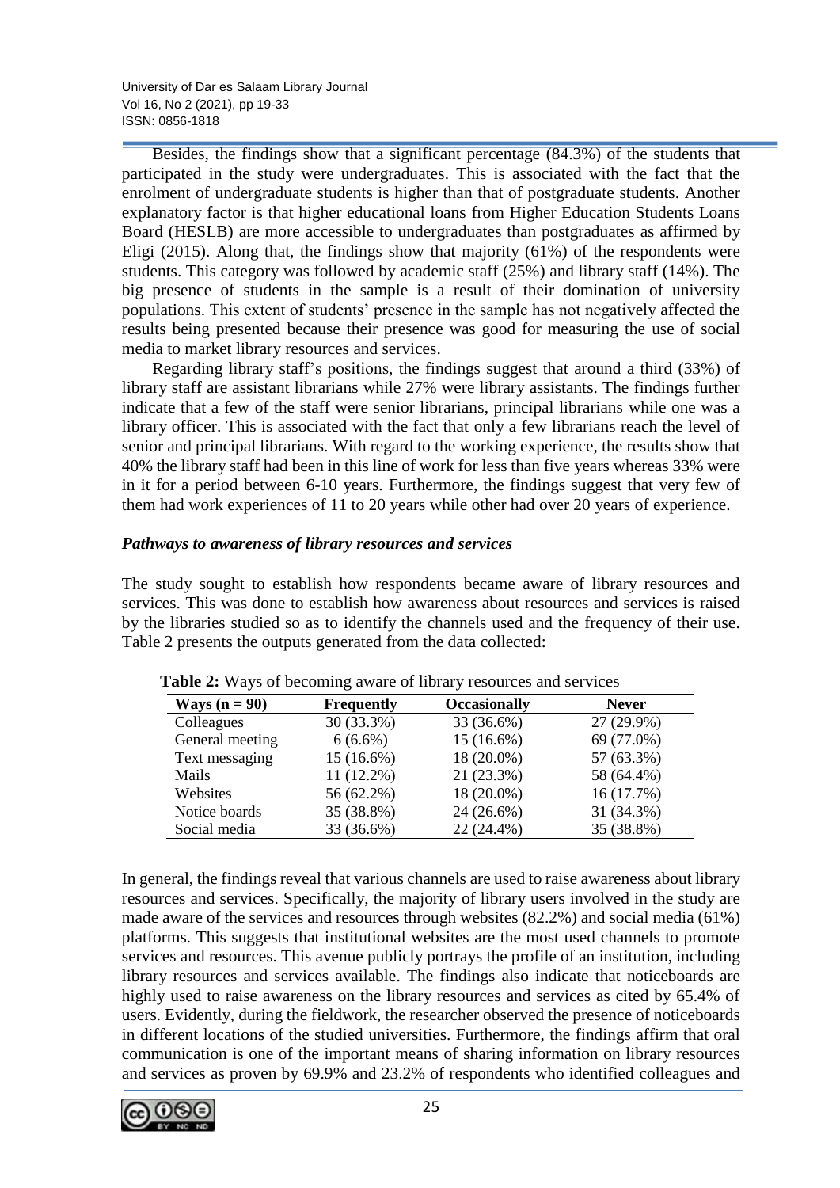Besides, the findings show that a significant percentage (84.3%) of the students that participated in the study were undergraduates. This is associated with the fact that the enrolment of undergraduate students is higher than that of postgraduate students. Another explanatory factor is that higher educational loans from Higher Education Students Loans Board (HESLB) are more accessible to undergraduates than postgraduates as affirmed by Eligi (2015). Along that, the findings show that majority (61%) of the respondents were students. This category was followed by academic staff (25%) and library staff (14%). The big presence of students in the sample is a result of their domination of university populations. This extent of students' presence in the sample has not negatively affected the results being presented because their presence was good for measuring the use of social media to market library resources and services.

Regarding library staff's positions, the findings suggest that around a third (33%) of library staff are assistant librarians while 27% were library assistants. The findings further indicate that a few of the staff were senior librarians, principal librarians while one was a library officer. This is associated with the fact that only a few librarians reach the level of senior and principal librarians. With regard to the working experience, the results show that 40% the library staff had been in this line of work for less than five years whereas 33% were in it for a period between 6-10 years. Furthermore, the findings suggest that very few of them had work experiences of 11 to 20 years while other had over 20 years of experience.

### *Pathways to awareness of library resources and services*

The study sought to establish how respondents became aware of library resources and services. This was done to establish how awareness about resources and services is raised by the libraries studied so as to identify the channels used and the frequency of their use. Table 2 presents the outputs generated from the data collected:

**Table 2:** Ways of becoming aware of library resources and services

| Ways (n = 90) | Frequently | Occasionally | Never |
|---|---|---|---|
| Colleagues | 30 (33.3%) | 33 (36.6%) | 27 (29.9%) |
| General meeting | 6 (6.6%) | 15 (16.6%) | 69 (77.0%) |
| Text messaging | 15 (16.6%) | 18 (20.0%) | 57 (63.3%) |
| Mails | 11 (12.2%) | 21 (23.3%) | 58 (64.4%) |
| Websites | 56 (62.2%) | 18 (20.0%) | 16 (17.7%) |
| Notice boards | 35 (38.8%) | 24 (26.6%) | 31 (34.3%) |
| Social media | 33 (36.6%) | 22 (24.4%) | 35 (38.8%) |

In general, the findings reveal that various channels are used to raise awareness about library resources and services. Specifically, the majority of library users involved in the study are made aware of the services and resources through websites (82.2%) and social media (61%) platforms. This suggests that institutional websites are the most used channels to promote services and resources. This avenue publicly portrays the profile of an institution, including library resources and services available. The findings also indicate that noticeboards are highly used to raise awareness on the library resources and services as cited by 65.4% of users. Evidently, during the fieldwork, the researcher observed the presence of noticeboards in different locations of the studied universities. Furthermore, the findings affirm that oral communication is one of the important means of sharing information on library resources and services as proven by 69.9% and 23.2% of respondents who identified colleagues and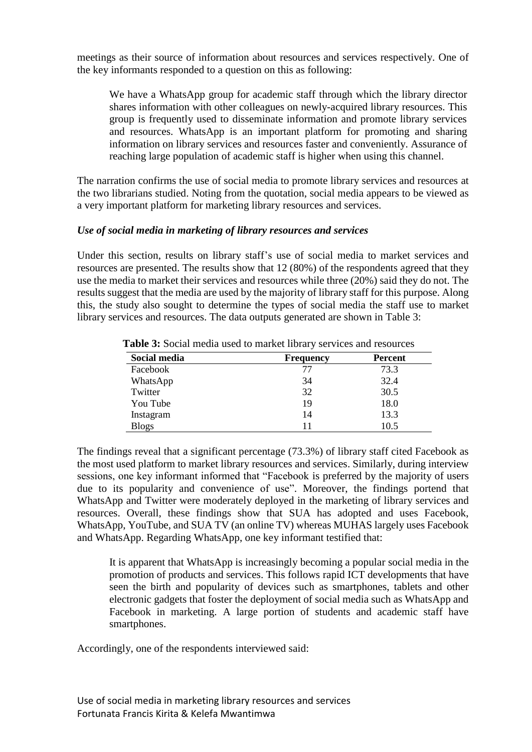meetings as their source of information about resources and services respectively. One of the key informants responded to a question on this as following:

> We have a WhatsApp group for academic staff through which the library director shares information with other colleagues on newly-acquired library resources. This group is frequently used to disseminate information and promote library services and resources. WhatsApp is an important platform for promoting and sharing information on library services and resources faster and conveniently. Assurance of reaching large population of academic staff is higher when using this channel.

The narration confirms the use of social media to promote library services and resources at the two librarians studied. Noting from the quotation, social media appears to be viewed as a very important platform for marketing library resources and services.

### *Use of social media in marketing of library resources and services*

Under this section, results on library staff's use of social media to market services and resources are presented. The results show that 12 (80%) of the respondents agreed that they use the media to market their services and resources while three (20%) said they do not. The results suggest that the media are used by the majority of library staff for this purpose. Along this, the study also sought to determine the types of social media the staff use to market library services and resources. The data outputs generated are shown in Table 3:

**Table 3:** Social media used to market library services and resources

| Social media | Frequency | Percent |
|---|---|---|
| Facebook | 77 | 73.3 |
| WhatsApp | 34 | 32.4 |
| Twitter | 32 | 30.5 |
| You Tube | 19 | 18.0 |
| Instagram | 14 | 13.3 |
| Blogs | 11 | 10.5 |

The findings reveal that a significant percentage (73.3%) of library staff cited Facebook as the most used platform to market library resources and services. Similarly, during interview sessions, one key informant informed that "Facebook is preferred by the majority of users due to its popularity and convenience of use". Moreover, the findings portend that WhatsApp and Twitter were moderately deployed in the marketing of library services and resources. Overall, these findings show that SUA has adopted and uses Facebook, WhatsApp, YouTube, and SUA TV (an online TV) whereas MUHAS largely uses Facebook and WhatsApp. Regarding WhatsApp, one key informant testified that:

> It is apparent that WhatsApp is increasingly becoming a popular social media in the promotion of products and services. This follows rapid ICT developments that have seen the birth and popularity of devices such as smartphones, tablets and other electronic gadgets that foster the deployment of social media such as WhatsApp and Facebook in marketing. A large portion of students and academic staff have smartphones.

Accordingly, one of the respondents interviewed said: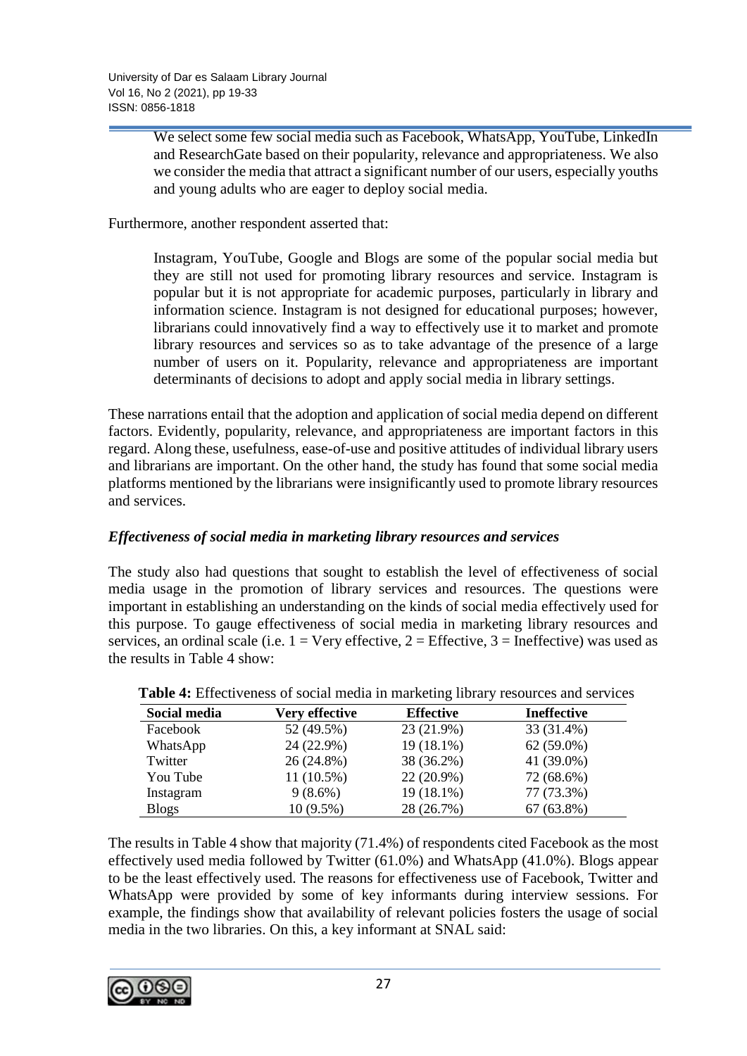> We select some few social media such as Facebook, WhatsApp, YouTube, LinkedIn and ResearchGate based on their popularity, relevance and appropriateness. We also we consider the media that attract a significant number of our users, especially youths and young adults who are eager to deploy social media.

Furthermore, another respondent asserted that:

> Instagram, YouTube, Google and Blogs are some of the popular social media but they are still not used for promoting library resources and service. Instagram is popular but it is not appropriate for academic purposes, particularly in library and information science. Instagram is not designed for educational purposes; however, librarians could innovatively find a way to effectively use it to market and promote library resources and services so as to take advantage of the presence of a large number of users on it. Popularity, relevance and appropriateness are important determinants of decisions to adopt and apply social media in library settings.

These narrations entail that the adoption and application of social media depend on different factors. Evidently, popularity, relevance, and appropriateness are important factors in this regard. Along these, usefulness, ease-of-use and positive attitudes of individual library users and librarians are important. On the other hand, the study has found that some social media platforms mentioned by the librarians were insignificantly used to promote library resources and services.

### *Effectiveness of social media in marketing library resources and services*

The study also had questions that sought to establish the level of effectiveness of social media usage in the promotion of library services and resources. The questions were important in establishing an understanding on the kinds of social media effectively used for this purpose. To gauge effectiveness of social media in marketing library resources and services, an ordinal scale (i.e. 1 = Very effective, 2 = Effective, 3 = Ineffective) was used as the results in Table 4 show:

**Table 4:** Effectiveness of social media in marketing library resources and services

| Social media | Very effective | Effective | Ineffective |
|---|---|---|---|
| Facebook | 52 (49.5%) | 23 (21.9%) | 33 (31.4%) |
| WhatsApp | 24 (22.9%) | 19 (18.1%) | 62 (59.0%) |
| Twitter | 26 (24.8%) | 38 (36.2%) | 41 (39.0%) |
| You Tube | 11 (10.5%) | 22 (20.9%) | 72 (68.6%) |
| Instagram | 9 (8.6%) | 19 (18.1%) | 77 (73.3%) |
| Blogs | 10 (9.5%) | 28 (26.7%) | 67 (63.8%) |

The results in Table 4 show that majority (71.4%) of respondents cited Facebook as the most effectively used media followed by Twitter (61.0%) and WhatsApp (41.0%). Blogs appear to be the least effectively used. The reasons for effectiveness use of Facebook, Twitter and WhatsApp were provided by some of key informants during interview sessions. For example, the findings show that availability of relevant policies fosters the usage of social media in the two libraries. On this, a key informant at SNAL said: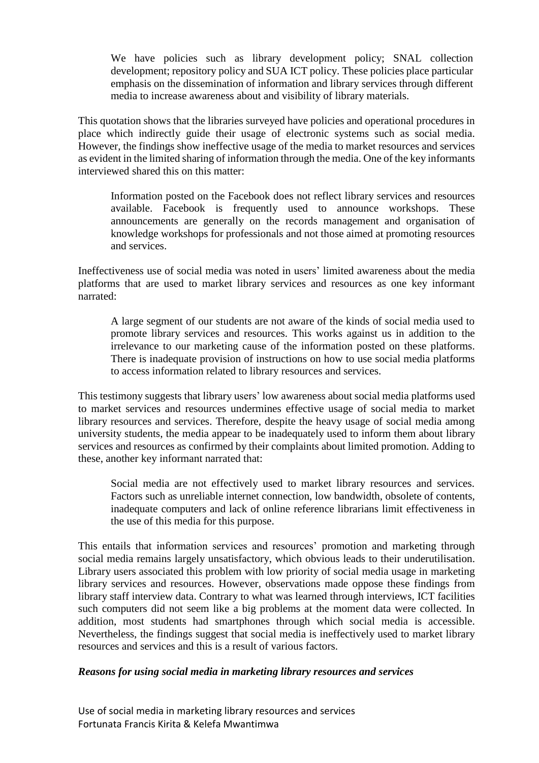> We have policies such as library development policy; SNAL collection development; repository policy and SUA ICT policy. These policies place particular emphasis on the dissemination of information and library services through different media to increase awareness about and visibility of library materials.

This quotation shows that the libraries surveyed have policies and operational procedures in place which indirectly guide their usage of electronic systems such as social media. However, the findings show ineffective usage of the media to market resources and services as evident in the limited sharing of information through the media. One of the key informants interviewed shared this on this matter:

> Information posted on the Facebook does not reflect library services and resources available. Facebook is frequently used to announce workshops. These announcements are generally on the records management and organisation of knowledge workshops for professionals and not those aimed at promoting resources and services.

Ineffectiveness use of social media was noted in users' limited awareness about the media platforms that are used to market library services and resources as one key informant narrated:

> A large segment of our students are not aware of the kinds of social media used to promote library services and resources. This works against us in addition to the irrelevance to our marketing cause of the information posted on these platforms. There is inadequate provision of instructions on how to use social media platforms to access information related to library resources and services.

This testimony suggests that library users' low awareness about social media platforms used to market services and resources undermines effective usage of social media to market library resources and services. Therefore, despite the heavy usage of social media among university students, the media appear to be inadequately used to inform them about library services and resources as confirmed by their complaints about limited promotion. Adding to these, another key informant narrated that:

> Social media are not effectively used to market library resources and services. Factors such as unreliable internet connection, low bandwidth, obsolete of contents, inadequate computers and lack of online reference librarians limit effectiveness in the use of this media for this purpose.

This entails that information services and resources' promotion and marketing through social media remains largely unsatisfactory, which obvious leads to their underutilisation. Library users associated this problem with low priority of social media usage in marketing library services and resources. However, observations made oppose these findings from library staff interview data. Contrary to what was learned through interviews, ICT facilities such computers did not seem like a big problems at the moment data were collected. In addition, most students had smartphones through which social media is accessible. Nevertheless, the findings suggest that social media is ineffectively used to market library resources and services and this is a result of various factors.

### *Reasons for using social media in marketing library resources and services*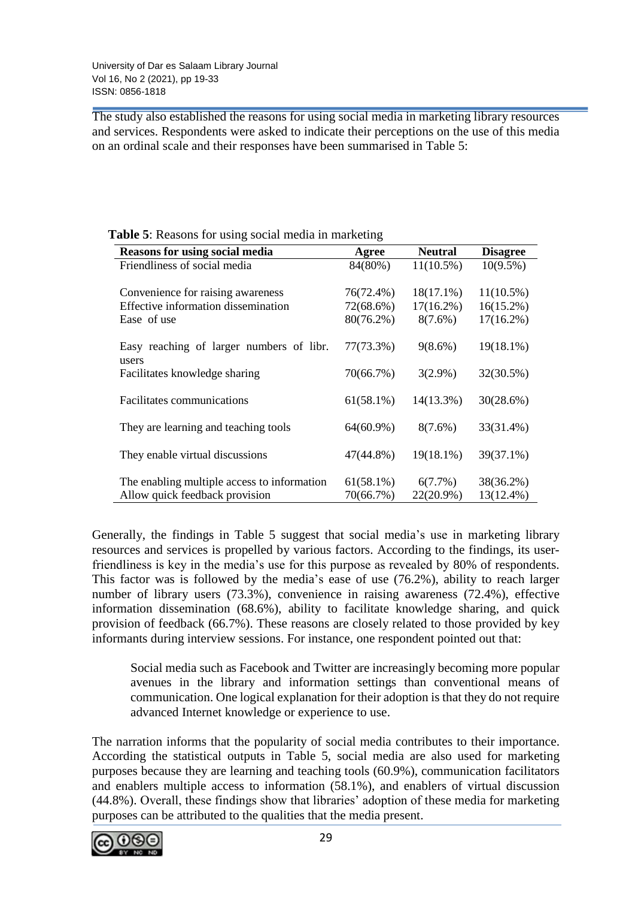The study also established the reasons for using social media in marketing library resources and services. Respondents were asked to indicate their perceptions on the use of this media on an ordinal scale and their responses have been summarised in Table 5:

**Table 5**: Reasons for using social media in marketing

| Reasons for using social media | Agree | Neutral | Disagree |
|---|---|---|---|
| Friendliness of social media | 84(80%) | 11(10.5%) | 10(9.5%) |
| Convenience for raising awareness | 76(72.4%) | 18(17.1%) | 11(10.5%) |
| Effective information dissemination | 72(68.6%) | 17(16.2%) | 16(15.2%) |
| Ease of use | 80(76.2%) | 8(7.6%) | 17(16.2%) |
| Easy reaching of larger numbers of libr. users | 77(73.3%) | 9(8.6%) | 19(18.1%) |
| Facilitates knowledge sharing | 70(66.7%) | 3(2.9%) | 32(30.5%) |
| Facilitates communications | 61(58.1%) | 14(13.3%) | 30(28.6%) |
| They are learning and teaching tools | 64(60.9%) | 8(7.6%) | 33(31.4%) |
| They enable virtual discussions | 47(44.8%) | 19(18.1%) | 39(37.1%) |
| The enabling multiple access to information | 61(58.1%) | 6(7.7%) | 38(36.2%) |
| Allow quick feedback provision | 70(66.7%) | 22(20.9%) | 13(12.4%) |

Generally, the findings in Table 5 suggest that social media's use in marketing library resources and services is propelled by various factors. According to the findings, its user-friendliness is key in the media's use for this purpose as revealed by 80% of respondents. This factor was is followed by the media's ease of use (76.2%), ability to reach larger number of library users (73.3%), convenience in raising awareness (72.4%), effective information dissemination (68.6%), ability to facilitate knowledge sharing, and quick provision of feedback (66.7%). These reasons are closely related to those provided by key informants during interview sessions. For instance, one respondent pointed out that:

> Social media such as Facebook and Twitter are increasingly becoming more popular avenues in the library and information settings than conventional means of communication. One logical explanation for their adoption is that they do not require advanced Internet knowledge or experience to use.

The narration informs that the popularity of social media contributes to their importance. According the statistical outputs in Table 5, social media are also used for marketing purposes because they are learning and teaching tools (60.9%), communication facilitators and enablers multiple access to information (58.1%), and enablers of virtual discussion (44.8%). Overall, these findings show that libraries' adoption of these media for marketing purposes can be attributed to the qualities that the media present.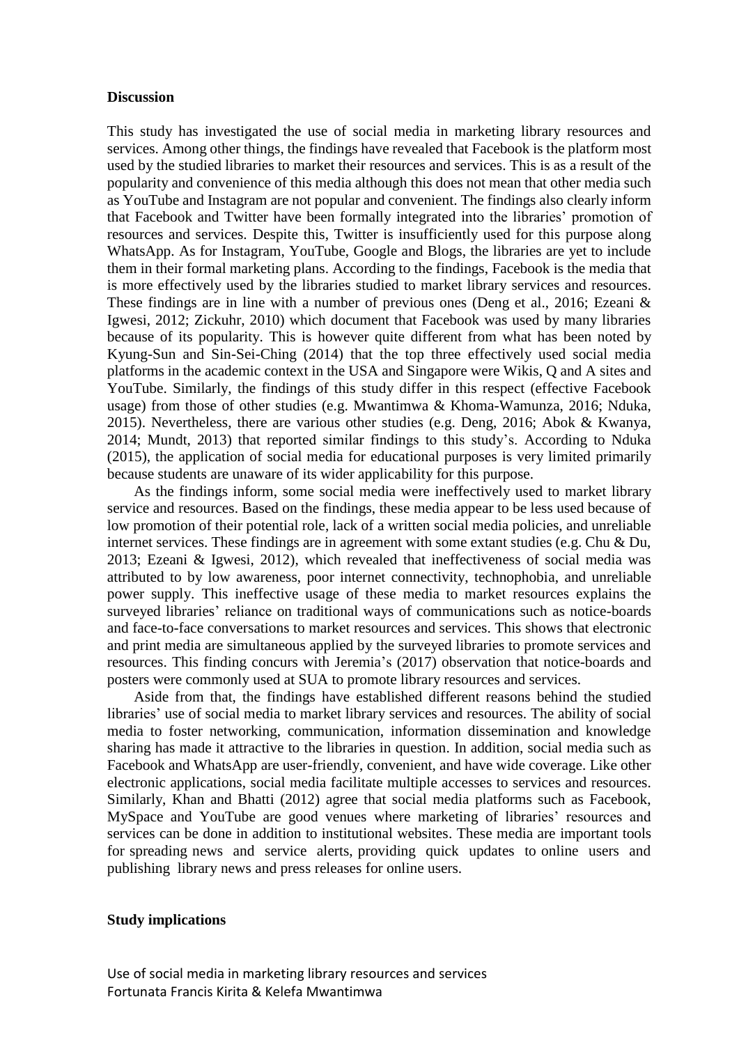## Discussion

This study has investigated the use of social media in marketing library resources and services. Among other things, the findings have revealed that Facebook is the platform most used by the studied libraries to market their resources and services. This is as a result of the popularity and convenience of this media although this does not mean that other media such as YouTube and Instagram are not popular and convenient. The findings also clearly inform that Facebook and Twitter have been formally integrated into the libraries' promotion of resources and services. Despite this, Twitter is insufficiently used for this purpose along WhatsApp. As for Instagram, YouTube, Google and Blogs, the libraries are yet to include them in their formal marketing plans. According to the findings, Facebook is the media that is more effectively used by the libraries studied to market library services and resources. These findings are in line with a number of previous ones (Deng et al., 2016; Ezeani & Igwesi, 2012; Zickuhr, 2010) which document that Facebook was used by many libraries because of its popularity. This is however quite different from what has been noted by Kyung-Sun and Sin-Sei-Ching (2014) that the top three effectively used social media platforms in the academic context in the USA and Singapore were Wikis, Q and A sites and YouTube. Similarly, the findings of this study differ in this respect (effective Facebook usage) from those of other studies (e.g. Mwantimwa & Khoma-Wamunza, 2016; Nduka, 2015). Nevertheless, there are various other studies (e.g. Deng, 2016; Abok & Kwanya, 2014; Mundt, 2013) that reported similar findings to this study's. According to Nduka (2015), the application of social media for educational purposes is very limited primarily because students are unaware of its wider applicability for this purpose.

As the findings inform, some social media were ineffectively used to market library service and resources. Based on the findings, these media appear to be less used because of low promotion of their potential role, lack of a written social media policies, and unreliable internet services. These findings are in agreement with some extant studies (e.g. Chu & Du, 2013; Ezeani & Igwesi, 2012), which revealed that ineffectiveness of social media was attributed to by low awareness, poor internet connectivity, technophobia, and unreliable power supply. This ineffective usage of these media to market resources explains the surveyed libraries' reliance on traditional ways of communications such as notice-boards and face-to-face conversations to market resources and services. This shows that electronic and print media are simultaneous applied by the surveyed libraries to promote services and resources. This finding concurs with Jeremia's (2017) observation that notice-boards and posters were commonly used at SUA to promote library resources and services.

Aside from that, the findings have established different reasons behind the studied libraries' use of social media to market library services and resources. The ability of social media to foster networking, communication, information dissemination and knowledge sharing has made it attractive to the libraries in question. In addition, social media such as Facebook and WhatsApp are user-friendly, convenient, and have wide coverage. Like other electronic applications, social media facilitate multiple accesses to services and resources. Similarly, Khan and Bhatti (2012) agree that social media platforms such as Facebook, MySpace and YouTube are good venues where marketing of libraries' resources and services can be done in addition to institutional websites. These media are important tools for spreading news and service alerts, providing quick updates to online users and publishing library news and press releases for online users.

## Study implications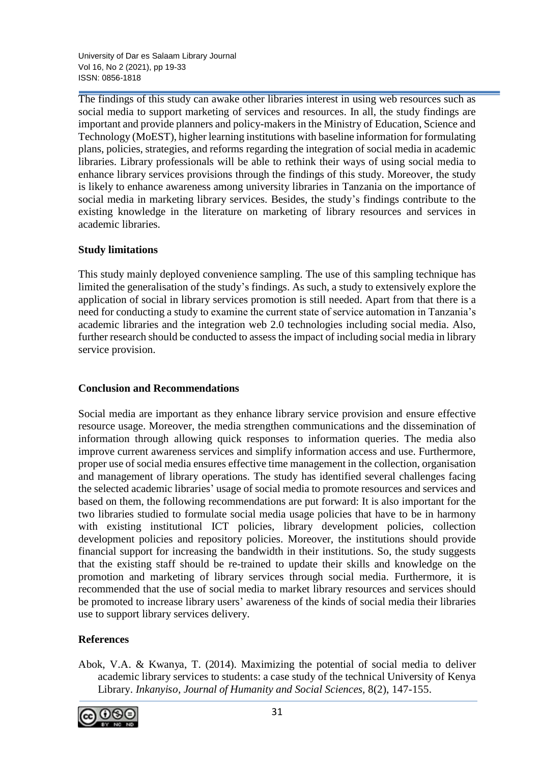The findings of this study can awake other libraries interest in using web resources such as social media to support marketing of services and resources. In all, the study findings are important and provide planners and policy-makers in the Ministry of Education, Science and Technology (MoEST), higher learning institutions with baseline information for formulating plans, policies, strategies, and reforms regarding the integration of social media in academic libraries. Library professionals will be able to rethink their ways of using social media to enhance library services provisions through the findings of this study. Moreover, the study is likely to enhance awareness among university libraries in Tanzania on the importance of social media in marketing library services. Besides, the study's findings contribute to the existing knowledge in the literature on marketing of library resources and services in academic libraries.

## Study limitations

This study mainly deployed convenience sampling. The use of this sampling technique has limited the generalisation of the study's findings. As such, a study to extensively explore the application of social in library services promotion is still needed. Apart from that there is a need for conducting a study to examine the current state of service automation in Tanzania's academic libraries and the integration web 2.0 technologies including social media. Also, further research should be conducted to assess the impact of including social media in library service provision.

## Conclusion and Recommendations

Social media are important as they enhance library service provision and ensure effective resource usage. Moreover, the media strengthen communications and the dissemination of information through allowing quick responses to information queries. The media also improve current awareness services and simplify information access and use. Furthermore, proper use of social media ensures effective time management in the collection, organisation and management of library operations. The study has identified several challenges facing the selected academic libraries' usage of social media to promote resources and services and based on them, the following recommendations are put forward: It is also important for the two libraries studied to formulate social media usage policies that have to be in harmony with existing institutional ICT policies, library development policies, collection development policies and repository policies. Moreover, the institutions should provide financial support for increasing the bandwidth in their institutions. So, the study suggests that the existing staff should be re-trained to update their skills and knowledge on the promotion and marketing of library services through social media. Furthermore, it is recommended that the use of social media to market library resources and services should be promoted to increase library users' awareness of the kinds of social media their libraries use to support library services delivery.

## References

Abok, V.A. & Kwanya, T. (2014). Maximizing the potential of social media to deliver academic library services to students: a case study of the technical University of Kenya Library. *Inkanyiso, Journal of Humanity and Social Sciences,* 8(2), 147-155.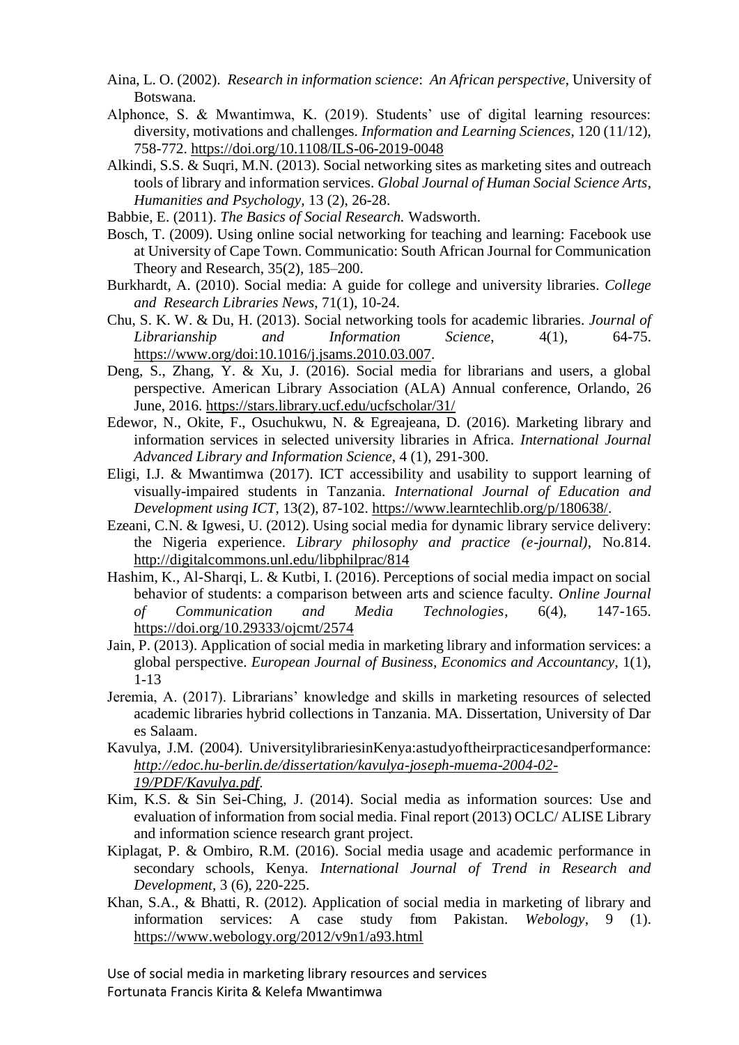Aina, L. O. (2002). *Research in information science*: *An African perspective*, University of Botswana.

Alphonce, S. & Mwantimwa, K. (2019). Students' use of digital learning resources: diversity, motivations and challenges. *Information and Learning Sciences*, 120 (11/12), 758-772. https://doi.org/10.1108/ILS-06-2019-0048

Alkindi, S.S. & Suqri, M.N. (2013). Social networking sites as marketing sites and outreach tools of library and information services. *Global Journal of Human Social Science Arts, Humanities and Psychology*, 13 (2), 26-28.

Babbie, E. (2011). *The Basics of Social Research.* Wadsworth.

Bosch, T. (2009). Using online social networking for teaching and learning: Facebook use at University of Cape Town. Communicatio: South African Journal for Communication Theory and Research, 35(2), 185–200.

Burkhardt, A. (2010). Social media: A guide for college and university libraries. *College and Research Libraries News*, 71(1), 10-24.

Chu, S. K. W. & Du, H. (2013). Social networking tools for academic libraries. *Journal of Librarianship and Information Science*, 4(1), 64-75. https://www.org/doi:10.1016/j.jsams.2010.03.007.

Deng, S., Zhang, Y. & Xu, J. (2016). Social media for librarians and users, a global perspective. American Library Association (ALA) Annual conference, Orlando, 26 June, 2016. https://stars.library.ucf.edu/ucfscholar/31/

Edewor, N., Okite, F., Osuchukwu, N. & Egreajeana, D. (2016). Marketing library and information services in selected university libraries in Africa. *International Journal Advanced Library and Information Science*, 4 (1), 291-300.

Eligi, I.J. & Mwantimwa (2017). ICT accessibility and usability to support learning of visually-impaired students in Tanzania. *International Journal of Education and Development using ICT*, 13(2), 87-102. https://www.learntechlib.org/p/180638/.

Ezeani, C.N. & Igwesi, U. (2012). Using social media for dynamic library service delivery: the Nigeria experience. *Library philosophy and practice (e-journal)*, No.814. http://digitalcommons.unl.edu/libphilprac/814

Hashim, K., Al-Sharqi, L. & Kutbi, I. (2016). Perceptions of social media impact on social behavior of students: a comparison between arts and science faculty. *Online Journal of Communication and Media Technologies*, 6(4), 147-165. https://doi.org/10.29333/ojcmt/2574

Jain, P. (2013). Application of social media in marketing library and information services: a global perspective. *European Journal of Business, Economics and Accountancy*, 1(1), 1-13

Jeremia, A. (2017). Librarians' knowledge and skills in marketing resources of selected academic libraries hybrid collections in Tanzania. MA. Dissertation, University of Dar es Salaam.

Kavulya, J.M. (2004). UniversitylibrariesinKenya:astudyoftheirpracticesandperformance: *http://edoc.hu-berlin.de/dissertation/kavulya-joseph-muema-2004-02-19/PDF/Kavulya.pdf*.

Kim, K.S. & Sin Sei-Ching, J. (2014). Social media as information sources: Use and evaluation of information from social media. Final report (2013) OCLC/ ALISE Library and information science research grant project.

Kiplagat, P. & Ombiro, R.M. (2016). Social media usage and academic performance in secondary schools, Kenya. *International Journal of Trend in Research and Development*, 3 (6), 220-225.

Khan, S.A., & Bhatti, R. (2012). Application of social media in marketing of library and information services: A case study from Pakistan. *Webology*, 9 (1). https://www.webology.org/2012/v9n1/a93.html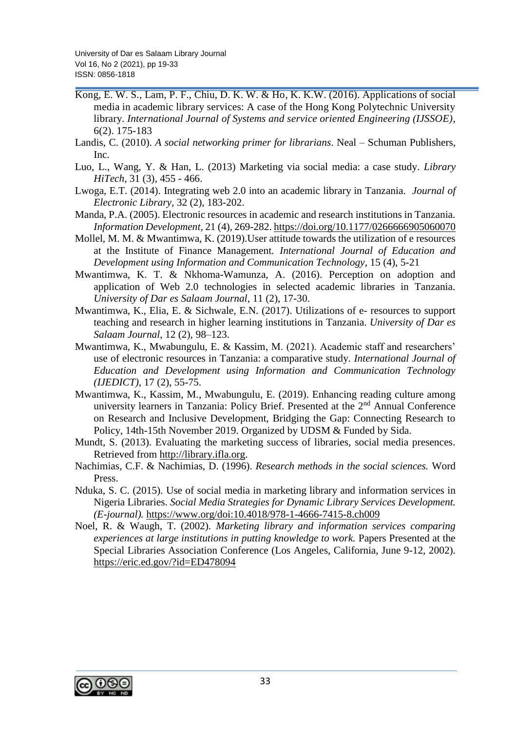Kong, E. W. S., Lam, P. F., Chiu, D. K. W. & Ho, K. K.W. (2016). Applications of social media in academic library services: A case of the Hong Kong Polytechnic University library. *International Journal of Systems and service oriented Engineering (IJSSOE)*, 6(2). 175-183

Landis, C. (2010). *A social networking primer for librarians*. Neal – Schuman Publishers, Inc.

Luo, L., Wang, Y. & Han, L. (2013) Marketing via social media: a case study. *Library HiTech*, 31 (3), 455 - 466.

Lwoga, E.T. (2014). Integrating web 2.0 into an academic library in Tanzania. *Journal of Electronic Library,* 32 (2), 183-202.

Manda, P.A. (2005). Electronic resources in academic and research institutions in Tanzania. *Information Development,* 21 (4), 269-282. https://doi.org/10.1177/0266666905060070

Mollel, M. M. & Mwantimwa, K. (2019).User attitude towards the utilization of e resources at the Institute of Finance Management*. International Journal of Education and Development using Information and Communication Technology*, 15 (4), 5-21

Mwantimwa, K. T. & Nkhoma-Wamunza, A. (2016). Perception on adoption and application of Web 2.0 technologies in selected academic libraries in Tanzania. *University of Dar es Salaam Journal*, 11 (2), 17-30.

Mwantimwa, K., Elia, E. & Sichwale, E.N. (2017). Utilizations of e- resources to support teaching and research in higher learning institutions in Tanzania. *University of Dar es Salaam Journal*, 12 (2), 98–123.

Mwantimwa, K., Mwabungulu, E. & Kassim, M. (2021). Academic staff and researchers' use of electronic resources in Tanzania: a comparative study. *International Journal of Education and Development using Information and Communication Technology (IJEDICT)*, 17 (2), 55-75.

Mwantimwa, K., Kassim, M., Mwabungulu, E. (2019). Enhancing reading culture among university learners in Tanzania: Policy Brief. Presented at the 2nd Annual Conference on Research and Inclusive Development, Bridging the Gap: Connecting Research to Policy, 14th-15th November 2019. Organized by UDSM & Funded by Sida.

Mundt, S. (2013). Evaluating the marketing success of libraries, social media presences. Retrieved from http://library.ifla.org.

Nachimias, C.F. & Nachimias, D. (1996). *Research methods in the social sciences.* Word Press.

Nduka, S. C. (2015). Use of social media in marketing library and information services in Nigeria Libraries. *Social Media Strategies for Dynamic Library Services Development. (E-journal).* https://www.org/doi:10.4018/978-1-4666-7415-8.ch009

Noel, R. & Waugh, T. (2002). *Marketing library and information services comparing experiences at large institutions in putting knowledge to work.* Papers Presented at the Special Libraries Association Conference (Los Angeles, California, June 9-12, 2002). https://eric.ed.gov/?id=ED478094